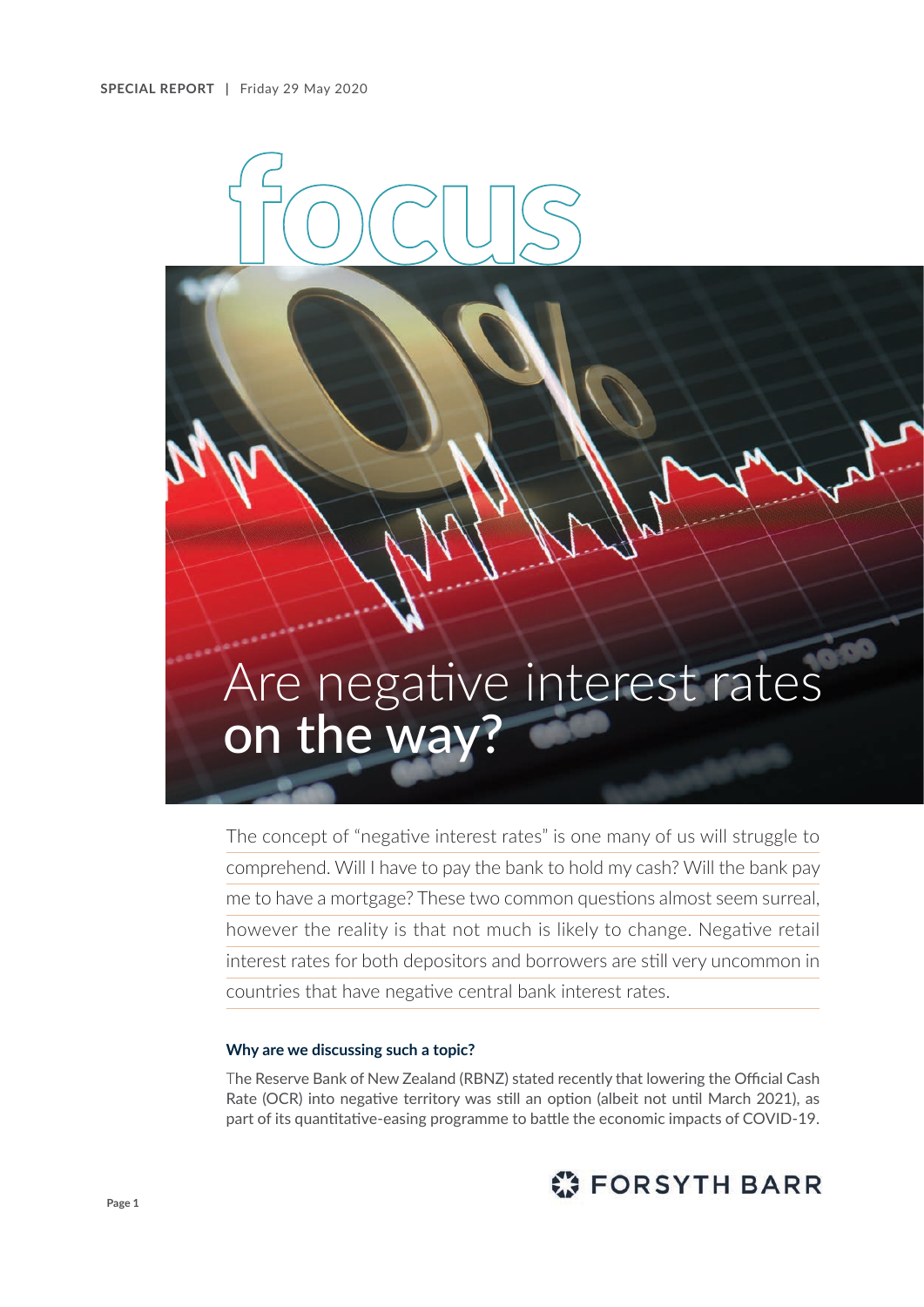SPECIAL REPORT | Friday 29 May 2020

# focus

# Are negative interest rates on the way?

The concept of "negative interest rates" is one many of us will struggle to comprehend. Will I have to pay the bank to hold my cash? Will the bank pay me to have a mortgage? These two common questions almost seem surreal, however the reality is that not much is likely to change. Negative retail interest rates for both depositors and borrowers are still very uncommon in countries that have negative central bank interest rates.

### Why are we discussing such a topic?

The Reserve Bank of New Zealand (RBNZ) stated recently that lowering the Official Cash Rate (OCR) into negative territory was still an option (albeit not until March 2021), as part of its quantitative-easing programme to battle the economic impacts of COVID-19.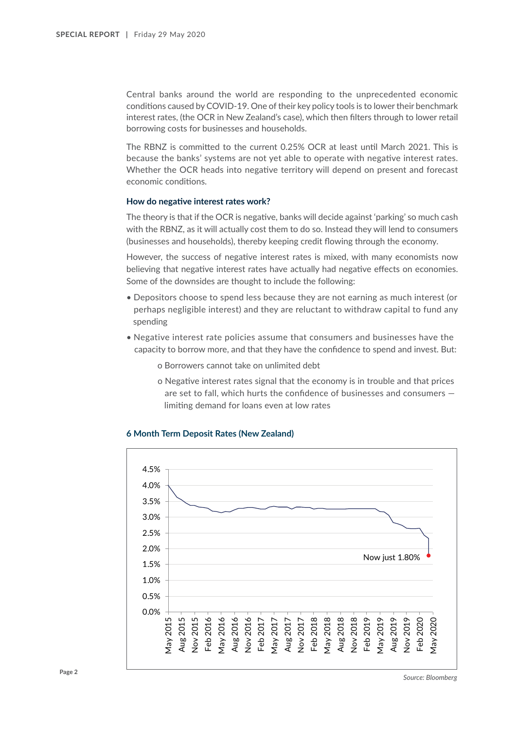Central banks around the world are responding to the unprecedented economic conditions caused by COVID-19. One of their key policy tools is to lower their benchmark interest rates, (the OCR in New Zealand's case), which then filters through to lower retail borrowing costs for businesses and households.

The RBNZ is committed to the current 0.25% OCR at least until March 2021. This is because the banks' systems are not yet able to operate with negative interest rates. Whether the OCR heads into negative territory will depend on present and forecast economic conditions.

### How do negative interest rates work?

The theory is that if the OCR is negative, banks will decide against 'parking' so much cash with the RBNZ, as it will actually cost them to do so. Instead they will lend to consumers (businesses and households), thereby keeping credit flowing through the economy.

However, the success of negative interest rates is mixed, with many economists now believing that negative interest rates have actually had negative effects on economies. Some of the downsides are thought to include the following:

- Depositors choose to spend less because they are not earning as much interest (or perhaps negligible interest) and they are reluctant to withdraw capital to fund any spending
- Negative interest rate policies assume that consumers and businesses have the capacity to borrow more, and that they have the confidence to spend and invest. But:
  - Borrowers cannot take on unlimited debt
  - Negative interest rates signal that the economy is in trouble and that prices are set to fall, which hurts the confidence of businesses and consumers – limiting demand for loans even at low rates

#### 6 Month Term Deposit Rates (New Zealand)

Now just 1.80%

*Source: Bloomberg*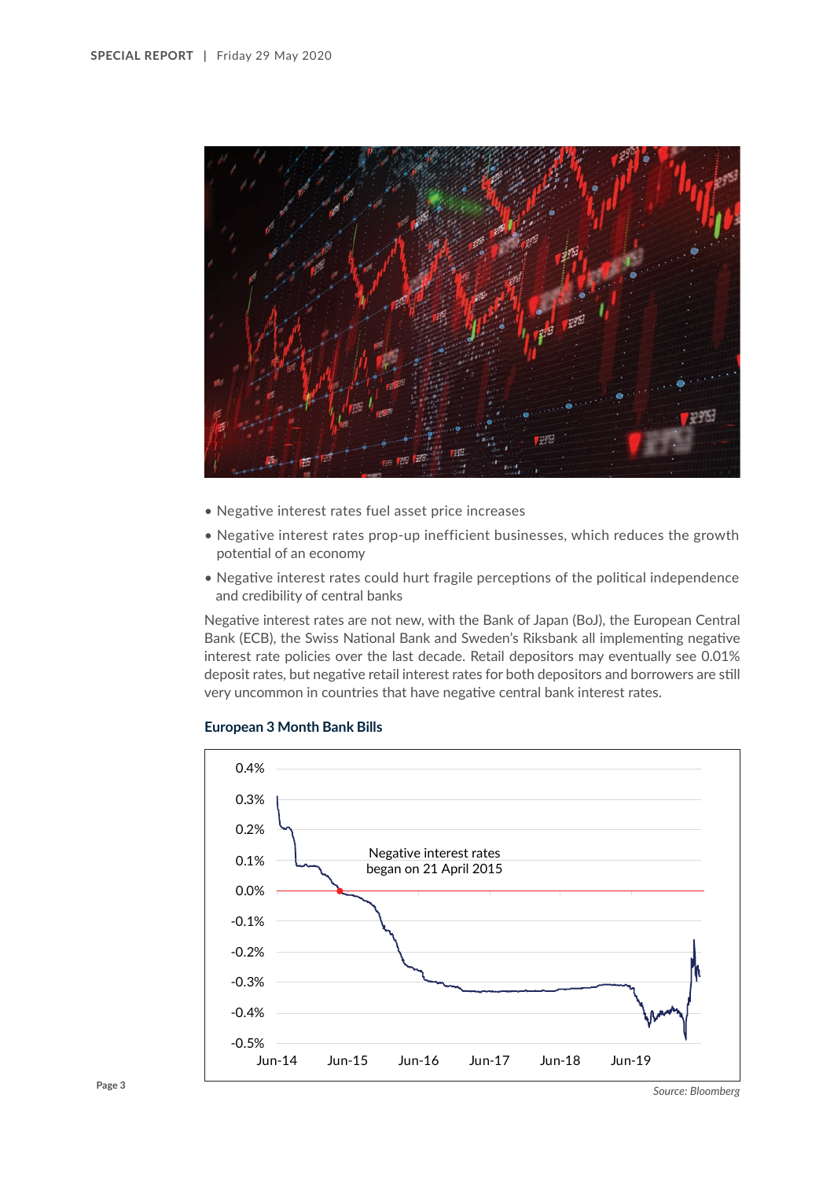- Negative interest rates fuel asset price increases
- Negative interest rates prop-up inefficient businesses, which reduces the growth potential of an economy
- Negative interest rates could hurt fragile perceptions of the political independence and credibility of central banks

Negative interest rates are not new, with the Bank of Japan (BoJ), the European Central Bank (ECB), the Swiss National Bank and Sweden's Riksbank all implementing negative interest rate policies over the last decade. Retail depositors may eventually see 0.01% deposit rates, but negative retail interest rates for both depositors and borrowers are still very uncommon in countries that have negative central bank interest rates.

**European 3 Month Bank Bills**

Negative interest rates began on 21 April 2015

*Source: Bloomberg*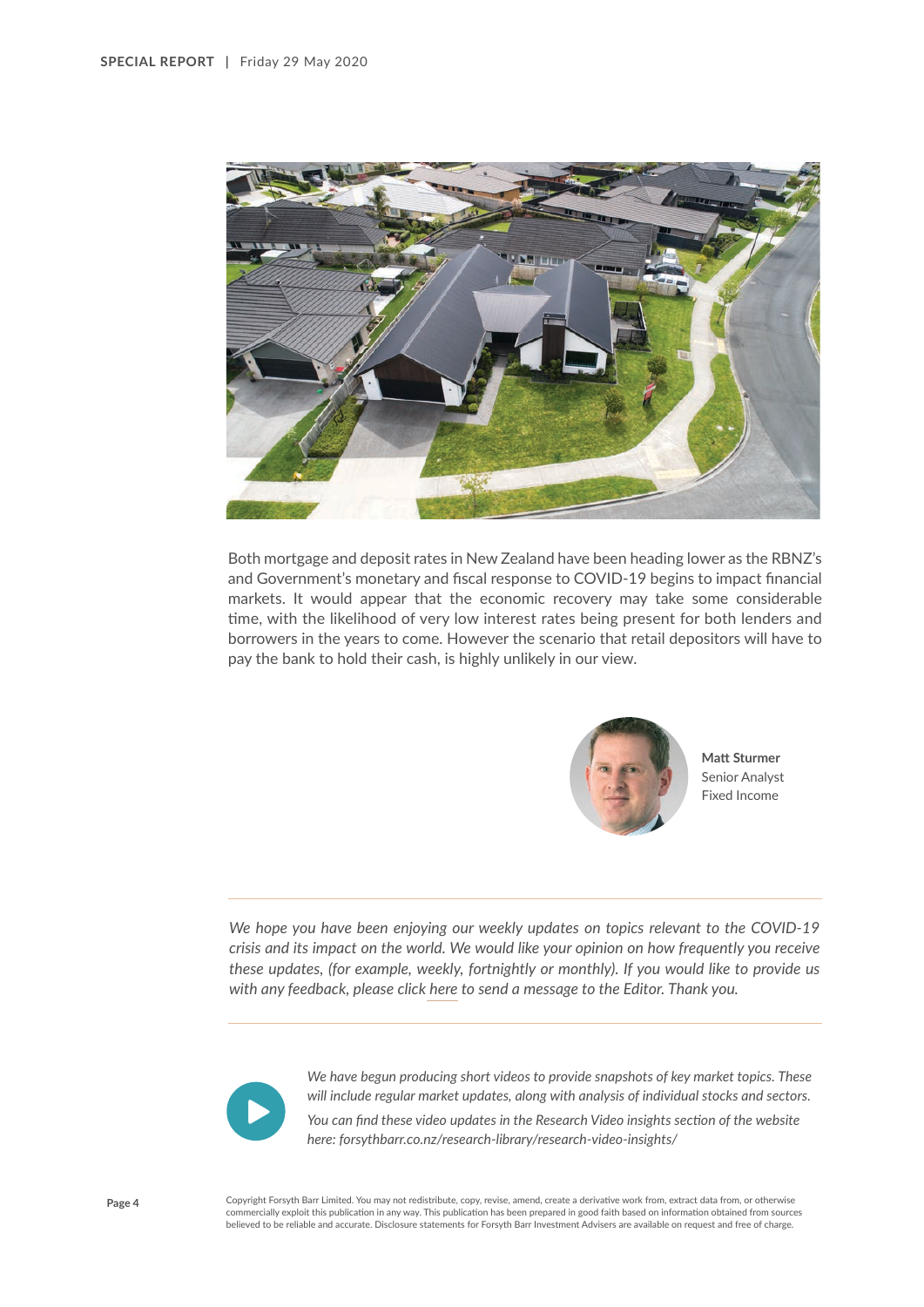Both mortgage and deposit rates in New Zealand have been heading lower as the RBNZ's and Government's monetary and fiscal response to COVID-19 begins to impact financial markets. It would appear that the economic recovery may take some considerable time, with the likelihood of very low interest rates being present for both lenders and borrowers in the years to come. However the scenario that retail depositors will have to pay the bank to hold their cash, is highly unlikely in our view.

**Matt Sturmer**
Senior Analyst
Fixed Income

---

*We hope you have been enjoying our weekly updates on topics relevant to the COVID-19 crisis and its impact on the world. We would like your opinion on how frequently you receive these updates, (for example, weekly, fortnightly or monthly). If you would like to provide us with any feedback, please click here to send a message to the Editor. Thank you.*

---

*We have begun producing short videos to provide snapshots of key market topics. These will include regular market updates, along with analysis of individual stocks and sectors.*

*You can find these video updates in the Research Video insights section of the website here: forsythbarr.co.nz/research-library/research-video-insights/*

Copyright Forsyth Barr Limited. You may not redistribute, copy, revise, amend, create a derivative work from, extract data from, or otherwise commercially exploit this publication in any way. This publication has been prepared in good faith based on information obtained from sources believed to be reliable and accurate. Disclosure statements for Forsyth Barr Investment Advisers are available on request and free of charge.